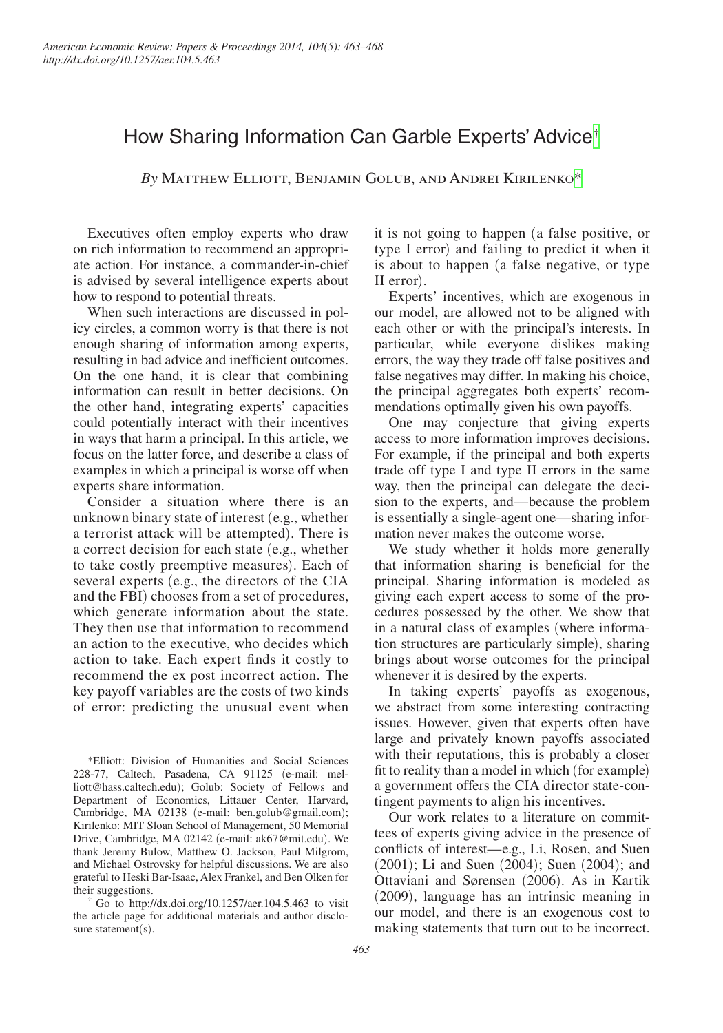# How Sharing Information Can Garble Experts' Advice[†]

*By* Matthew Elliott, Benjamin Golub, and Andrei Kirilenko[*]

Executives often employ experts who draw on rich information to recommend an appropriate action. For instance, a commander-in-chief is advised by several intelligence experts about how to respond to potential threats.

When such interactions are discussed in policy circles, a common worry is that there is not enough sharing of information among experts, resulting in bad advice and inefficient outcomes. On the one hand, it is clear that combining information can result in better decisions. On the other hand, integrating experts' capacities could potentially interact with their incentives in ways that harm a principal. In this article, we focus on the latter force, and describe a class of examples in which a principal is worse off when experts share information.

Consider a situation where there is an unknown binary state of interest (e.g., whether a terrorist attack will be attempted). There is a correct decision for each state (e.g., whether to take costly preemptive measures). Each of several experts (e.g., the directors of the CIA and the FBI) chooses from a set of procedures, which generate information about the state. They then use that information to recommend an action to the executive, who decides which action to take. Each expert finds it costly to recommend the ex post incorrect action. The key payoff variables are the costs of two kinds of error: predicting the unusual event when it is not going to happen (a false positive, or type I error) and failing to predict it when it is about to happen (a false negative, or type II error).

Experts' incentives, which are exogenous in our model, are allowed not to be aligned with each other or with the principal's interests. In particular, while everyone dislikes making errors, the way they trade off false positives and false negatives may differ. In making his choice, the principal aggregates both experts' recommendations optimally given his own payoffs.

One may conjecture that giving experts access to more information improves decisions. For example, if the principal and both experts trade off type I and type II errors in the same way, then the principal can delegate the decision to the experts, and—because the problem is essentially a single-agent one—sharing information never makes the outcome worse.

We study whether it holds more generally that information sharing is beneficial for the principal. Sharing information is modeled as giving each expert access to some of the procedures possessed by the other. We show that in a natural class of examples (where information structures are particularly simple), sharing brings about worse outcomes for the principal whenever it is desired by the experts.

In taking experts' payoffs as exogenous, we abstract from some interesting contracting issues. However, given that experts often have large and privately known payoffs associated with their reputations, this is probably a closer fit to reality than a model in which (for example) a government offers the CIA director state-contingent payments to align his incentives.

Our work relates to a literature on committees of experts giving advice in the presence of conflicts of interest—e.g., Li, Rosen, and Suen (2001); Li and Suen (2004); Suen (2004); and Ottaviani and Sørensen (2006). As in Kartik (2009), language has an intrinsic meaning in our model, and there is an exogenous cost to making statements that turn out to be incorrect.

[*] Elliott: Division of Humanities and Social Sciences 228-77, Caltech, Pasadena, CA 91125 (e-mail: melliott@hass.caltech.edu); Golub: Society of Fellows and Department of Economics, Littauer Center, Harvard, Cambridge, MA 02138 (e-mail: ben.golub@gmail.com); Kirilenko: MIT Sloan School of Management, 50 Memorial Drive, Cambridge, MA 02142 (e-mail: ak67@mit.edu). We thank Jeremy Bulow, Matthew O. Jackson, Paul Milgrom, and Michael Ostrovsky for helpful discussions. We are also grateful to Heski Bar-Isaac, Alex Frankel, and Ben Olken for their suggestions.

[†] Go to http://dx.doi.org/10.1257/aer.104.5.463 to visit the article page for additional materials and author disclosure statement(s).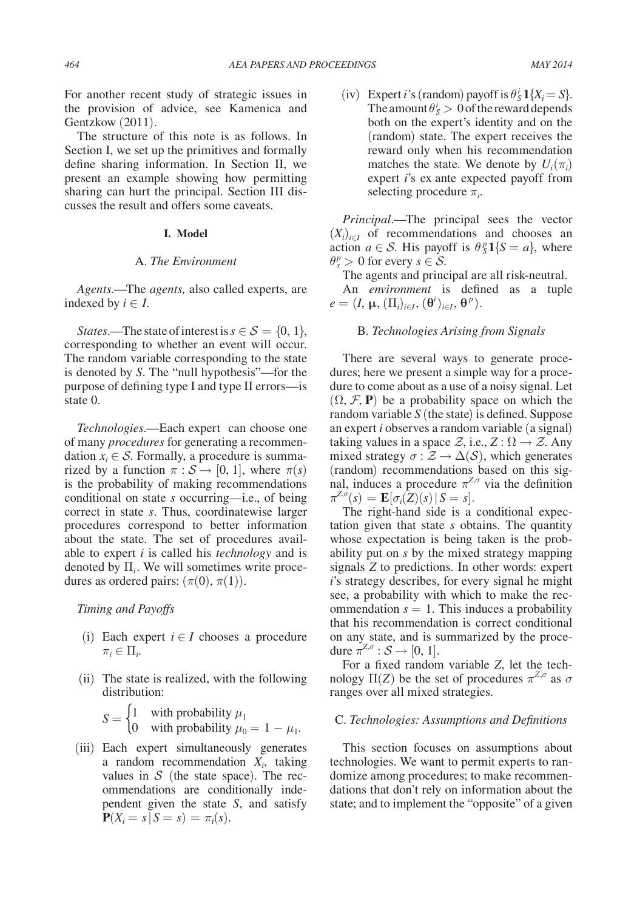For another recent study of strategic issues in the provision of advice, see Kamenica and Gentzkow (2011).

The structure of this note is as follows. In Section I, we set up the primitives and formally define sharing information. In Section II, we present an example showing how permitting sharing can hurt the principal. Section III discusses the result and offers some caveats.

## I. Model

### A. *The Environment*

*Agents.*—The *agents,* also called experts, are indexed by $i \in I$.

*States.*—The state of interest is $s \in \mathcal{S} = \{0, 1\}$, corresponding to whether an event will occur. The random variable corresponding to the state is denoted by $S$. The "null hypothesis"—for the purpose of defining type I and type II errors—is state 0.

*Technologies.*—Each expert can choose one of many *procedures* for generating a recommendation $x_i \in \mathcal{S}$. Formally, a procedure is summarized by a function $\pi : \mathcal{S} \to [0, 1]$, where $\pi(s)$ is the probability of making recommendations conditional on state $s$ occurring—i.e., of being correct in state $s$. Thus, coordinatewise larger procedures correspond to better information about the state. The set of procedures available to expert $i$ is called his *technology* and is denoted by $\Pi_i$. We will sometimes write procedures as ordered pairs: $(\pi(0), \pi(1))$.

*Timing and Payoffs*

(i) Each expert $i \in I$ chooses a procedure $\pi_i \in \Pi_i$.

(ii) The state is realized, with the following distribution:

$$S = \begin{cases} 1 & \text{with probability } \mu_1 \\ 0 & \text{with probability } \mu_0 = 1 - \mu_1. \end{cases}$$

(iii) Each expert simultaneously generates a random recommendation $X_i$, taking values in $\mathcal{S}$ (the state space). The recommendations are conditionally independent given the state $S$, and satisfy $\mathbf{P}(X_i = s \mid S = s) = \pi_i(s)$.

(iv) Expert $i$'s (random) payoff is $\theta_S^i \mathbf{1}\{X_i = S\}$. The amount $\theta_S^i > 0$ of the reward depends both on the expert's identity and on the (random) state. The expert receives the reward only when his recommendation matches the state. We denote by $U_i(\pi_i)$ expert $i$'s ex ante expected payoff from selecting procedure $\pi_i$.

*Principal.*—The principal sees the vector $(X_i)_{i \in I}$ of recommendations and chooses an action $a \in \mathcal{S}$. His payoff is $\theta_S^p \mathbf{1}\{S = a\}$, where $\theta_s^p > 0$ for every $s \in \mathcal{S}$.

The agents and principal are all risk-neutral.

An *environment* is defined as a tuple $e = (I, \boldsymbol{\mu}, (\Pi_i)_{i \in I}, (\boldsymbol{\theta}^i)_{i \in I}, \boldsymbol{\theta}^p)$.

### B. *Technologies Arising from Signals*

There are several ways to generate procedures; here we present a simple way for a procedure to come about as a use of a noisy signal. Let $(\Omega, \mathcal{F}, \mathbf{P})$ be a probability space on which the random variable $S$ (the state) is defined. Suppose an expert $i$ observes a random variable (a signal) taking values in a space $\mathcal{Z}$, i.e., $Z : \Omega \to \mathcal{Z}$. Any mixed strategy $\sigma : \mathcal{Z} \to \Delta(\mathcal{S})$, which generates (random) recommendations based on this signal, induces a procedure $\pi^{Z,\sigma}$ via the definition $\pi^{Z,\sigma}(s) = \mathbf{E}[\sigma_i(Z)(s) \mid S = s]$.

The right-hand side is a conditional expectation given that state $s$ obtains. The quantity whose expectation is being taken is the probability put on $s$ by the mixed strategy mapping signals $Z$ to predictions. In other words: expert $i$'s strategy describes, for every signal he might see, a probability with which to make the recommendation $s = 1$. This induces a probability that his recommendation is correct conditional on any state, and is summarized by the procedure $\pi^{Z,\sigma} : \mathcal{S} \to [0, 1]$.

For a fixed random variable $Z$, let the technology $\Pi(Z)$ be the set of procedures $\pi^{Z,\sigma}$ as $\sigma$ ranges over all mixed strategies.

### C. *Technologies: Assumptions and Definitions*

This section focuses on assumptions about technologies. We want to permit experts to randomize among procedures; to make recommendations that don't rely on information about the state; and to implement the "opposite" of a given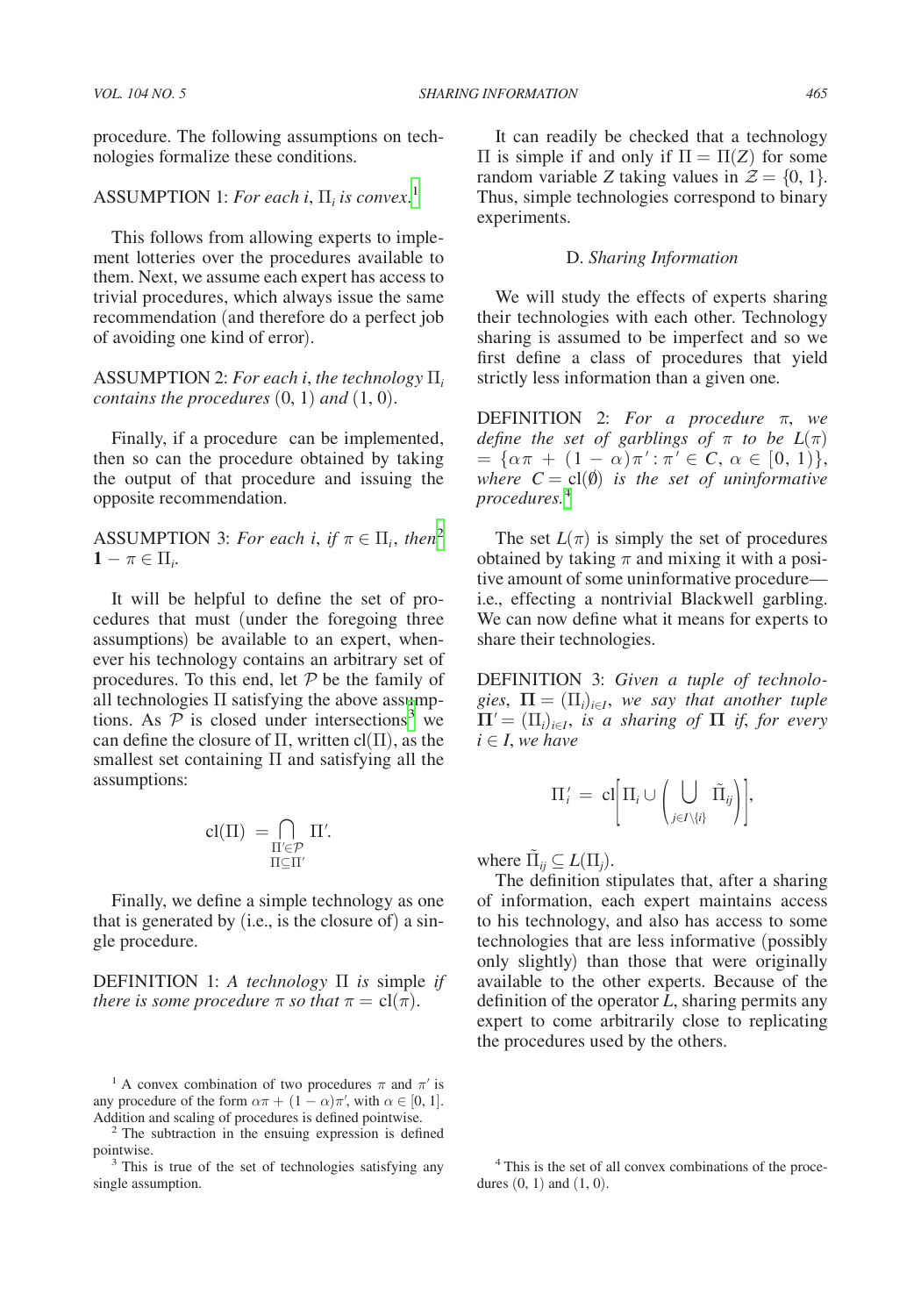procedure. The following assumptions on technologies formalize these conditions.

ASSUMPTION 1: *For each $i$, $\Pi_i$ is convex.*[1]

This follows from allowing experts to implement lotteries over the procedures available to them. Next, we assume each expert has access to trivial procedures, which always issue the same recommendation (and therefore do a perfect job of avoiding one kind of error).

ASSUMPTION 2: *For each $i$, the technology $\Pi_i$ contains the procedures $(0, 1)$ and $(1, 0)$.*

Finally, if a procedure can be implemented, then so can the procedure obtained by taking the output of that procedure and issuing the opposite recommendation.

ASSUMPTION 3: *For each $i$, if $\pi \in \Pi_i$, then*[2] $\mathbf{1} - \pi \in \Pi_i$.

It will be helpful to define the set of procedures that must (under the foregoing three assumptions) be available to an expert, whenever his technology contains an arbitrary set of procedures. To this end, let $\mathcal{P}$ be the family of all technologies $\Pi$ satisfying the above assumptions. As $\mathcal{P}$ is closed under intersections[3] we can define the closure of $\Pi$, written $\text{cl}(\Pi)$, as the smallest set containing $\Pi$ and satisfying all the assumptions:

$$\text{cl}(\Pi) = \bigcap_{\substack{\Pi' \in \mathcal{P} \\ \Pi \subseteq \Pi'}} \Pi'.$$

Finally, we define a simple technology as one that is generated by (i.e., is the closure of) a single procedure.

DEFINITION 1: *A technology $\Pi$ is* simple *if there is some procedure $\pi$ so that $\pi = \text{cl}(\pi)$.*

It can readily be checked that a technology $\Pi$ is simple if and only if $\Pi = \Pi(Z)$ for some random variable $Z$ taking values in $\mathcal{Z} = \{0, 1\}$. Thus, simple technologies correspond to binary experiments.

### D. *Sharing Information*

We will study the effects of experts sharing their technologies with each other. Technology sharing is assumed to be imperfect and so we first define a class of procedures that yield strictly less information than a given one.

DEFINITION 2: *For a procedure $\pi$, we define the set of garblings of $\pi$ to be $L(\pi) = \{\alpha\pi + (1 - \alpha)\pi' : \pi' \in C, \alpha \in [0, 1)\}$, where $C = \text{cl}(\emptyset)$ is the set of uninformative procedures.*[4]

The set $L(\pi)$ is simply the set of procedures obtained by taking $\pi$ and mixing it with a positive amount of some uninformative procedure—i.e., effecting a nontrivial Blackwell garbling. We can now define what it means for experts to share their technologies.

DEFINITION 3: *Given a tuple of technologies, $\mathbf{\Pi} = (\Pi_i)_{i \in I}$, we say that another tuple $\mathbf{\Pi}' = (\Pi_i)_{i \in I}$, is a sharing of $\mathbf{\Pi}$ if, for every $i \in I$, we have*

$$\Pi_i' = \text{cl}\left[\Pi_i \cup \left(\bigcup_{j \in I \setminus \{i\}} \tilde{\Pi}_{ij}\right)\right],$$

where $\tilde{\Pi}_{ij} \subseteq L(\Pi_j)$.

The definition stipulates that, after a sharing of information, each expert maintains access to his technology, and also has access to some technologies that are less informative (possibly only slightly) than those that were originally available to the other experts. Because of the definition of the operator $L$, sharing permits any expert to come arbitrarily close to replicating the procedures used by the others.

---

[1] A convex combination of two procedures $\pi$ and $\pi'$ is any procedure of the form $\alpha\pi + (1 - \alpha)\pi'$, with $\alpha \in [0, 1]$. Addition and scaling of procedures is defined pointwise.

[2] The subtraction in the ensuing expression is defined pointwise.

[3] This is true of the set of technologies satisfying any single assumption.

[4] This is the set of all convex combinations of the procedures $(0, 1)$ and $(1, 0)$.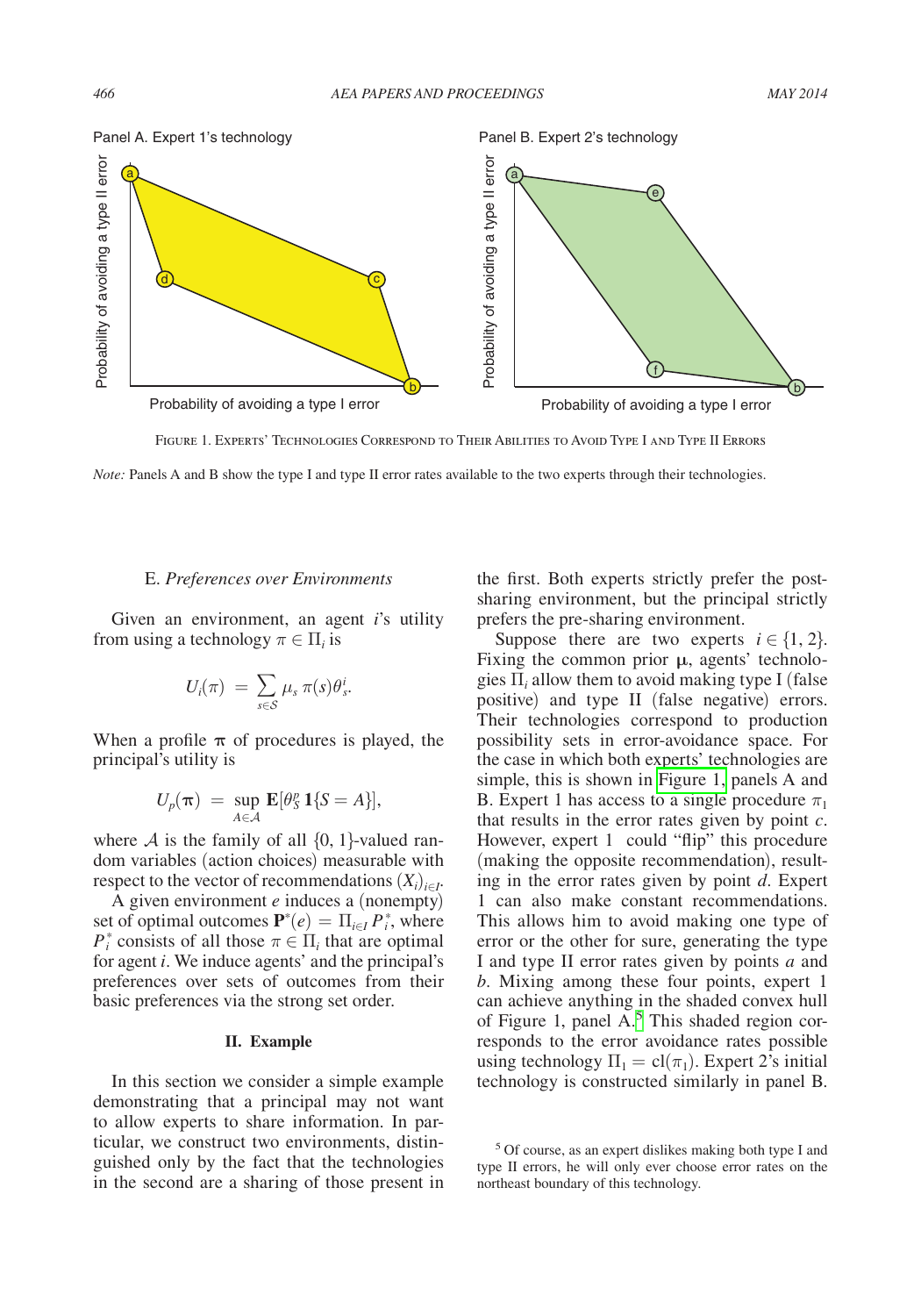Panel A. Expert 1's technology

Panel B. Expert 2's technology

Figure 1. Experts' Technologies Correspond to Their Abilities to Avoid Type I and Type II Errors

*Note:* Panels A and B show the type I and type II error rates available to the two experts through their technologies.

### E. *Preferences over Environments*

Given an environment, an agent $i$'s utility from using a technology $\pi \in \Pi_i$ is

$$U_i(\pi) \;=\; \sum_{s \in \mathcal{S}} \mu_s \, \pi(s) \theta_s^i.$$

When a profile $\boldsymbol{\pi}$ of procedures is played, the principal's utility is

$$U_p(\boldsymbol{\pi}) \;=\; \sup_{A \in \mathcal{A}} \mathbf{E}[\theta_S^p \, \mathbf{1}\{S = A\}],$$

where $\mathcal{A}$ is the family of all $\{0, 1\}$-valued random variables (action choices) measurable with respect to the vector of recommendations $(X_i)_{i \in I}$.

A given environment $e$ induces a (nonempty) set of optimal outcomes $\mathbf{P}^*(e) = \Pi_{i \in I} P_i^*$, where $P_i^*$ consists of all those $\pi \in \Pi_i$ that are optimal for agent $i$. We induce agents' and the principal's preferences over sets of outcomes from their basic preferences via the strong set order.

## II. Example

In this section we consider a simple example demonstrating that a principal may not want to allow experts to share information. In particular, we construct two environments, distinguished only by the fact that the technologies in the second are a sharing of those present in the first. Both experts strictly prefer the post-sharing environment, but the principal strictly prefers the pre-sharing environment.

Suppose there are two experts $i \in \{1, 2\}$. Fixing the common prior $\boldsymbol{\mu}$, agents' technologies $\Pi_i$ allow them to avoid making type I (false positive) and type II (false negative) errors. Their technologies correspond to production possibility sets in error-avoidance space. For the case in which both experts' technologies are simple, this is shown in Figure 1, panels A and B. Expert 1 has access to a single procedure $\pi_1$ that results in the error rates given by point $c$. However, expert 1 could "flip" this procedure (making the opposite recommendation), resulting in the error rates given by point $d$. Expert 1 can also make constant recommendations. This allows him to avoid making one type of error or the other for sure, generating the type I and type II error rates given by points $a$ and $b$. Mixing among these four points, expert 1 can achieve anything in the shaded convex hull of Figure 1, panel A.[5] This shaded region corresponds to the error avoidance rates possible using technology $\Pi_1 = \text{cl}(\pi_1)$. Expert 2's initial technology is constructed similarly in panel B.

[5] Of course, as an expert dislikes making both type I and type II errors, he will only ever choose error rates on the northeast boundary of this technology.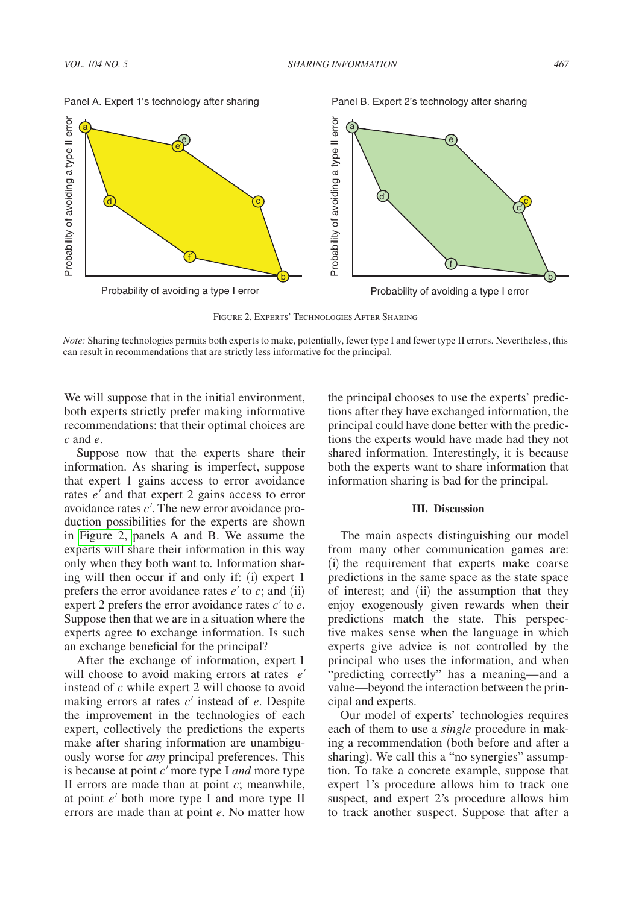Panel A. Expert 1's technology after sharing

Panel B. Expert 2's technology after sharing

Figure 2. Experts' Technologies After Sharing

*Note:* Sharing technologies permits both experts to make, potentially, fewer type I and fewer type II errors. Nevertheless, this can result in recommendations that are strictly less informative for the principal.

We will suppose that in the initial environment, both experts strictly prefer making informative recommendations: that their optimal choices are $c$ and $e$.

Suppose now that the experts share their information. As sharing is imperfect, suppose that expert 1 gains access to error avoidance rates $e'$ and that expert 2 gains access to error avoidance rates $c'$. The new error avoidance production possibilities for the experts are shown in Figure 2, panels A and B. We assume the experts will share their information in this way only when they both want to. Information sharing will then occur if and only if: (i) expert 1 prefers the error avoidance rates $e'$ to $c$; and (ii) expert 2 prefers the error avoidance rates $c'$ to $e$. Suppose then that we are in a situation where the experts agree to exchange information. Is such an exchange beneficial for the principal?

After the exchange of information, expert 1 will choose to avoid making errors at rates $e'$ instead of $c$ while expert 2 will choose to avoid making errors at rates $c'$ instead of $e$. Despite the improvement in the technologies of each expert, collectively the predictions the experts make after sharing information are unambiguously worse for *any* principal preferences. This is because at point $c'$ more type I *and* more type II errors are made than at point $c$; meanwhile, at point $e'$ both more type I and more type II errors are made than at point $e$. No matter how the principal chooses to use the experts' predictions after they have exchanged information, the principal could have done better with the predictions the experts would have made had they not shared information. Interestingly, it is because both the experts want to share information that information sharing is bad for the principal.

## III. Discussion

The main aspects distinguishing our model from many other communication games are: (i) the requirement that experts make coarse predictions in the same space as the state space of interest; and (ii) the assumption that they enjoy exogenously given rewards when their predictions match the state. This perspective makes sense when the language in which experts give advice is not controlled by the principal who uses the information, and when "predicting correctly" has a meaning—and a value—beyond the interaction between the principal and experts.

Our model of experts' technologies requires each of them to use a *single* procedure in making a recommendation (both before and after a sharing). We call this a "no synergies" assumption. To take a concrete example, suppose that expert 1's procedure allows him to track one suspect, and expert 2's procedure allows him to track another suspect. Suppose that after a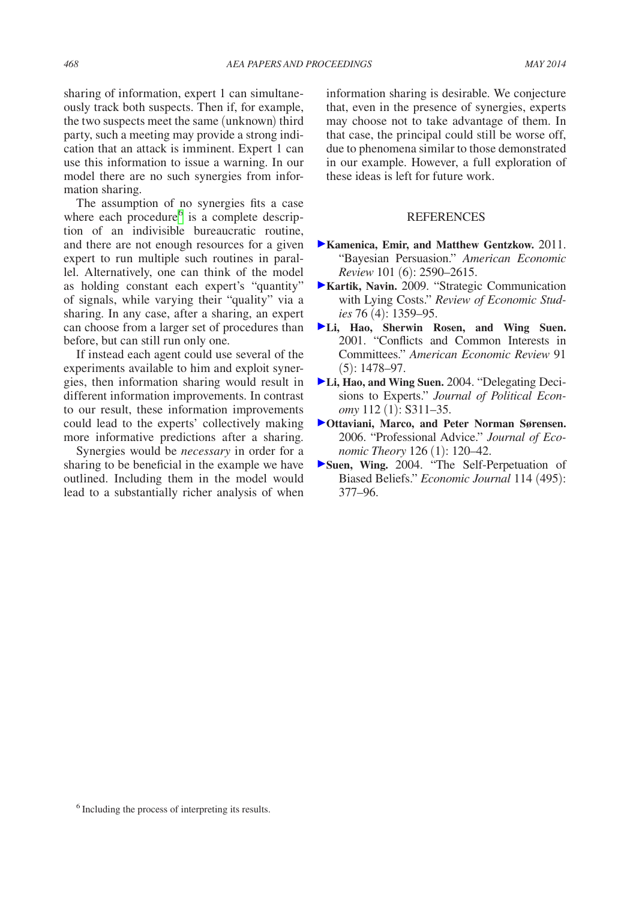sharing of information, expert 1 can simultaneously track both suspects. Then if, for example, the two suspects meet the same (unknown) third party, such a meeting may provide a strong indication that an attack is imminent. Expert 1 can use this information to issue a warning. In our model there are no such synergies from information sharing.

The assumption of no synergies fits a case where each procedure[6] is a complete description of an indivisible bureaucratic routine, and there are not enough resources for a given expert to run multiple such routines in parallel. Alternatively, one can think of the model as holding constant each expert's "quantity" of signals, while varying their "quality" via a sharing. In any case, after a sharing, an expert can choose from a larger set of procedures than before, but can still run only one.

If instead each agent could use several of the experiments available to him and exploit synergies, then information sharing would result in different information improvements. In contrast to our result, these information improvements could lead to the experts' collectively making more informative predictions after a sharing.

Synergies would be *necessary* in order for a sharing to be beneficial in the example we have outlined. Including them in the model would lead to a substantially richer analysis of when information sharing is desirable. We conjecture that, even in the presence of synergies, experts may choose not to take advantage of them. In that case, the principal could still be worse off, due to phenomena similar to those demonstrated in our example. However, a full exploration of these ideas is left for future work.

## REFERENCES

**Kamenica, Emir, and Matthew Gentzkow.** 2011. "Bayesian Persuasion." *American Economic Review* 101 (6): 2590–2615.

**Kartik, Navin.** 2009. "Strategic Communication with Lying Costs." *Review of Economic Studies* 76 (4): 1359–95.

**Li, Hao, Sherwin Rosen, and Wing Suen.** 2001. "Conflicts and Common Interests in Committees." *American Economic Review* 91 (5): 1478–97.

**Li, Hao, and Wing Suen.** 2004. "Delegating Decisions to Experts." *Journal of Political Economy* 112 (1): S311–35.

**Ottaviani, Marco, and Peter Norman Sørensen.** 2006. "Professional Advice." *Journal of Economic Theory* 126 (1): 120–42.

**Suen, Wing.** 2004. "The Self-Perpetuation of Biased Beliefs." *Economic Journal* 114 (495): 377–96.

[6] Including the process of interpreting its results.